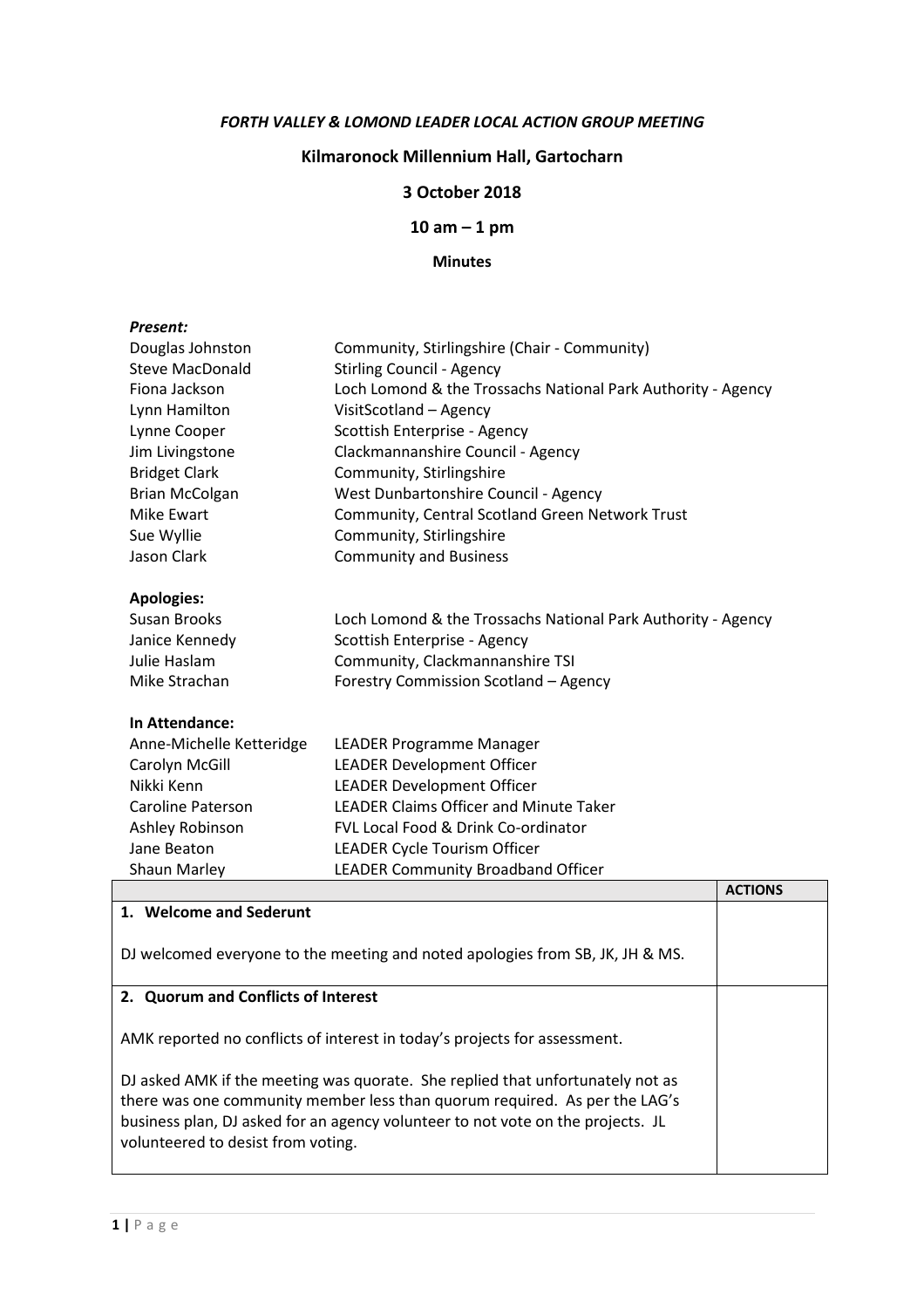***FORTH VALLEY & LOMOND LEADER LOCAL ACTION GROUP MEETING***

**Kilmaronock Millennium Hall, Gartocharn**

**3 October 2018**

**10 am – 1 pm**

**Minutes**

***Present:***

| | |
|---|---|
| Douglas Johnston | Community, Stirlingshire (Chair - Community) |
| Steve MacDonald | Stirling Council - Agency |
| Fiona Jackson | Loch Lomond & the Trossachs National Park Authority - Agency |
| Lynn Hamilton | VisitScotland – Agency |
| Lynne Cooper | Scottish Enterprise - Agency |
| Jim Livingstone | Clackmannanshire Council - Agency |
| Bridget Clark | Community, Stirlingshire |
| Brian McColgan | West Dunbartonshire Council - Agency |
| Mike Ewart | Community, Central Scotland Green Network Trust |
| Sue Wyllie | Community, Stirlingshire |
| Jason Clark | Community and Business |

**Apologies:**

| | |
|---|---|
| Susan Brooks | Loch Lomond & the Trossachs National Park Authority - Agency |
| Janice Kennedy | Scottish Enterprise - Agency |
| Julie Haslam | Community, Clackmannanshire TSI |
| Mike Strachan | Forestry Commission Scotland – Agency |

**In Attendance:**

| | |
|---|---|
| Anne-Michelle Ketteridge | LEADER Programme Manager |
| Carolyn McGill | LEADER Development Officer |
| Nikki Kenn | LEADER Development Officer |
| Caroline Paterson | LEADER Claims Officer and Minute Taker |
| Ashley Robinson | FVL Local Food & Drink Co-ordinator |
| Jane Beaton | LEADER Cycle Tourism Officer |
| Shaun Marley | LEADER Community Broadband Officer |

| | **ACTIONS** |
|---|---|
| **1. Welcome and Sederunt**<br><br>DJ welcomed everyone to the meeting and noted apologies from SB, JK, JH & MS. | |
| **2. Quorum and Conflicts of Interest**<br><br>AMK reported no conflicts of interest in today's projects for assessment.<br><br>DJ asked AMK if the meeting was quorate. She replied that unfortunately not as there was one community member less than quorum required. As per the LAG's business plan, DJ asked for an agency volunteer to not vote on the projects. JL volunteered to desist from voting. | |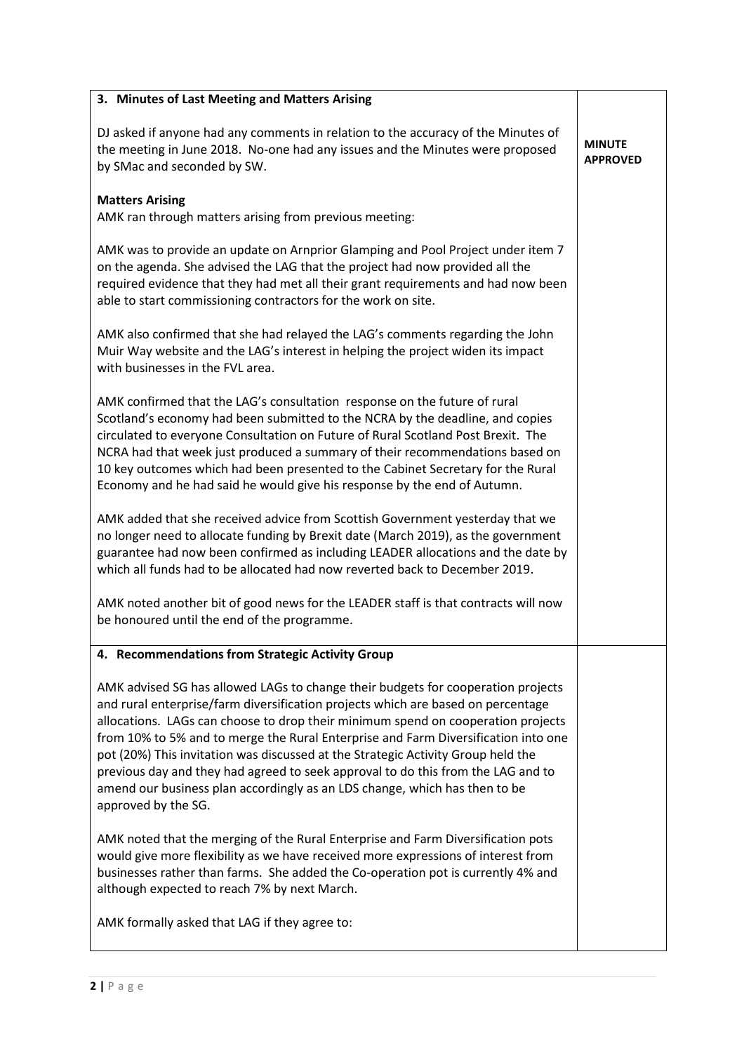| 3. Minutes of Last Meeting and Matters Arising | |
|---|---|
| DJ asked if anyone had any comments in relation to the accuracy of the Minutes of the meeting in June 2018. No-one had any issues and the Minutes were proposed by SMac and seconded by SW.<br><br>**Matters Arising**<br>AMK ran through matters arising from previous meeting:<br><br>AMK was to provide an update on Arnprior Glamping and Pool Project under item 7 on the agenda. She advised the LAG that the project had now provided all the required evidence that they had met all their grant requirements and had now been able to start commissioning contractors for the work on site.<br><br>AMK also confirmed that she had relayed the LAG's comments regarding the John Muir Way website and the LAG's interest in helping the project widen its impact with businesses in the FVL area.<br><br>AMK confirmed that the LAG's consultation response on the future of rural Scotland's economy had been submitted to the NCRA by the deadline, and copies circulated to everyone Consultation on Future of Rural Scotland Post Brexit. The NCRA had that week just produced a summary of their recommendations based on 10 key outcomes which had been presented to the Cabinet Secretary for the Rural Economy and he had said he would give his response by the end of Autumn.<br><br>AMK added that she received advice from Scottish Government yesterday that we no longer need to allocate funding by Brexit date (March 2019), as the government guarantee had now been confirmed as including LEADER allocations and the date by which all funds had to be allocated had now reverted back to December 2019.<br><br>AMK noted another bit of good news for the LEADER staff is that contracts will now be honoured until the end of the programme. | **MINUTE APPROVED** |
| **4. Recommendations from Strategic Activity Group**<br><br>AMK advised SG has allowed LAGs to change their budgets for cooperation projects and rural enterprise/farm diversification projects which are based on percentage allocations. LAGs can choose to drop their minimum spend on cooperation projects from 10% to 5% and to merge the Rural Enterprise and Farm Diversification into one pot (20%) This invitation was discussed at the Strategic Activity Group held the previous day and they had agreed to seek approval to do this from the LAG and to amend our business plan accordingly as an LDS change, which has then to be approved by the SG.<br><br>AMK noted that the merging of the Rural Enterprise and Farm Diversification pots would give more flexibility as we have received more expressions of interest from businesses rather than farms. She added the Co-operation pot is currently 4% and although expected to reach 7% by next March.<br><br>AMK formally asked that LAG if they agree to: | |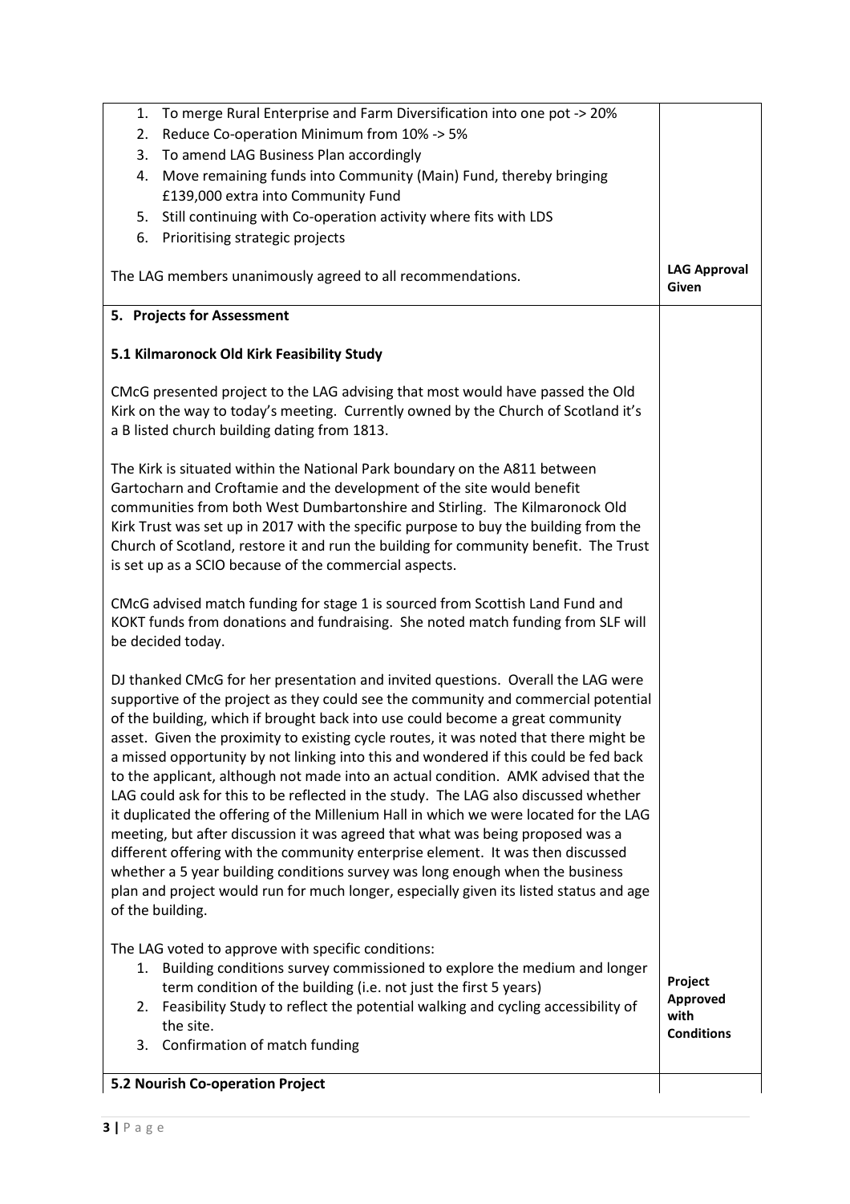| | |
|---|---|
| 1. To merge Rural Enterprise and Farm Diversification into one pot -> 20%<br>2. Reduce Co-operation Minimum from 10% -> 5%<br>3. To amend LAG Business Plan accordingly<br>4. Move remaining funds into Community (Main) Fund, thereby bringing £139,000 extra into Community Fund<br>5. Still continuing with Co-operation activity where fits with LDS<br>6. Prioritising strategic projects<br><br>The LAG members unanimously agreed to all recommendations. | **LAG Approval Given** |
| **5. Projects for Assessment**<br><br>**5.1 Kilmaronock Old Kirk Feasibility Study**<br><br>CMcG presented project to the LAG advising that most would have passed the Old Kirk on the way to today's meeting. Currently owned by the Church of Scotland it's a B listed church building dating from 1813.<br><br>The Kirk is situated within the National Park boundary on the A811 between Gartocharn and Croftamie and the development of the site would benefit communities from both West Dumbartonshire and Stirling. The Kilmaronock Old Kirk Trust was set up in 2017 with the specific purpose to buy the building from the Church of Scotland, restore it and run the building for community benefit. The Trust is set up as a SCIO because of the commercial aspects.<br><br>CMcG advised match funding for stage 1 is sourced from Scottish Land Fund and KOKT funds from donations and fundraising. She noted match funding from SLF will be decided today.<br><br>DJ thanked CMcG for her presentation and invited questions. Overall the LAG were supportive of the project as they could see the community and commercial potential of the building, which if brought back into use could become a great community asset. Given the proximity to existing cycle routes, it was noted that there might be a missed opportunity by not linking into this and wondered if this could be fed back to the applicant, although not made into an actual condition. AMK advised that the LAG could ask for this to be reflected in the study. The LAG also discussed whether it duplicated the offering of the Millenium Hall in which we were located for the LAG meeting, but after discussion it was agreed that what was being proposed was a different offering with the community enterprise element. It was then discussed whether a 5 year building conditions survey was long enough when the business plan and project would run for much longer, especially given its listed status and age of the building.<br><br>The LAG voted to approve with specific conditions:<br>1. Building conditions survey commissioned to explore the medium and longer term condition of the building (i.e. not just the first 5 years)<br>2. Feasibility Study to reflect the potential walking and cycling accessibility of the site.<br>3. Confirmation of match funding | **Project Approved with Conditions** |
| **5.2 Nourish Co-operation Project** | |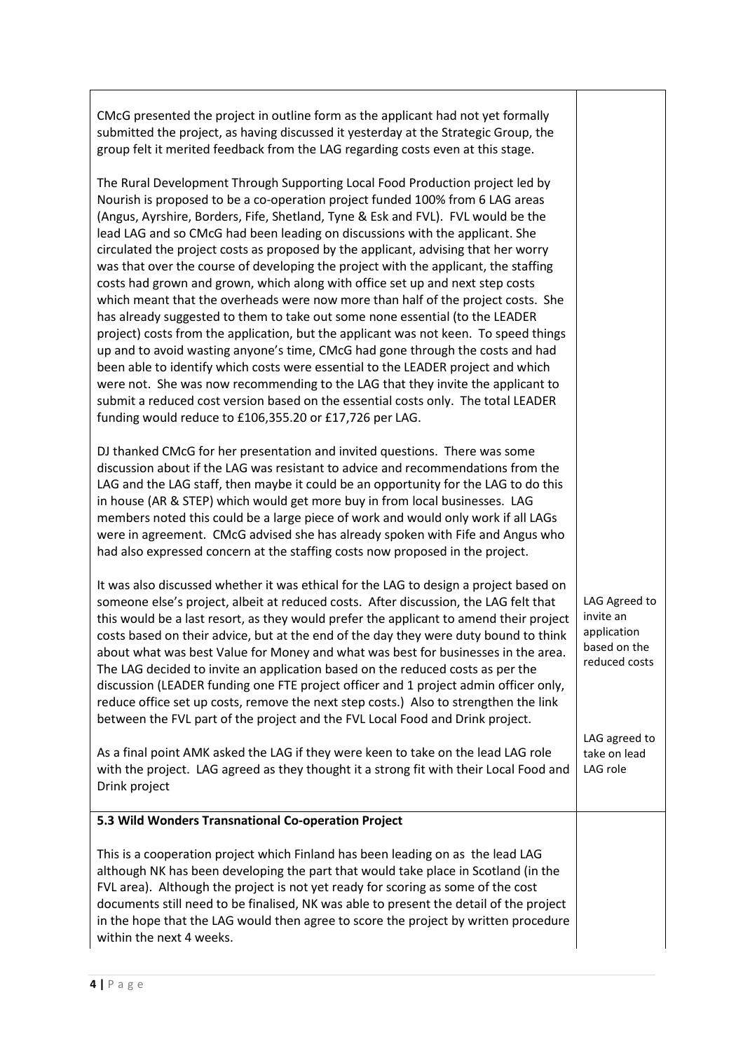| | |
|---|---|
| CMcG presented the project in outline form as the applicant had not yet formally submitted the project, as having discussed it yesterday at the Strategic Group, the group felt it merited feedback from the LAG regarding costs even at this stage.<br><br>The Rural Development Through Supporting Local Food Production project led by Nourish is proposed to be a co-operation project funded 100% from 6 LAG areas (Angus, Ayrshire, Borders, Fife, Shetland, Tyne & Esk and FVL). FVL would be the lead LAG and so CMcG had been leading on discussions with the applicant. She circulated the project costs as proposed by the applicant, advising that her worry was that over the course of developing the project with the applicant, the staffing costs had grown and grown, which along with office set up and next step costs which meant that the overheads were now more than half of the project costs. She has already suggested to them to take out some none essential (to the LEADER project) costs from the application, but the applicant was not keen. To speed things up and to avoid wasting anyone's time, CMcG had gone through the costs and had been able to identify which costs were essential to the LEADER project and which were not. She was now recommending to the LAG that they invite the applicant to submit a reduced cost version based on the essential costs only. The total LEADER funding would reduce to £106,355.20 or £17,726 per LAG.<br><br>DJ thanked CMcG for her presentation and invited questions. There was some discussion about if the LAG was resistant to advice and recommendations from the LAG and the LAG staff, then maybe it could be an opportunity for the LAG to do this in house (AR & STEP) which would get more buy in from local businesses. LAG members noted this could be a large piece of work and would only work if all LAGs were in agreement. CMcG advised she has already spoken with Fife and Angus who had also expressed concern at the staffing costs now proposed in the project.<br><br>It was also discussed whether it was ethical for the LAG to design a project based on someone else's project, albeit at reduced costs. After discussion, the LAG felt that this would be a last resort, as they would prefer the applicant to amend their project costs based on their advice, but at the end of the day they were duty bound to think about what was best Value for Money and what was best for businesses in the area. The LAG decided to invite an application based on the reduced costs as per the discussion (LEADER funding one FTE project officer and 1 project admin officer only, reduce office set up costs, remove the next step costs.) Also to strengthen the link between the FVL part of the project and the FVL Local Food and Drink project.<br><br>As a final point AMK asked the LAG if they were keen to take on the lead LAG role with the project. LAG agreed as they thought it a strong fit with their Local Food and Drink project | LAG Agreed to invite an application based on the reduced costs<br><br>LAG agreed to take on lead LAG role |
| **5.3 Wild Wonders Transnational Co-operation Project**<br><br>This is a cooperation project which Finland has been leading on as the lead LAG although NK has been developing the part that would take place in Scotland (in the FVL area). Although the project is not yet ready for scoring as some of the cost documents still need to be finalised, NK was able to present the detail of the project in the hope that the LAG would then agree to score the project by written procedure within the next 4 weeks. | |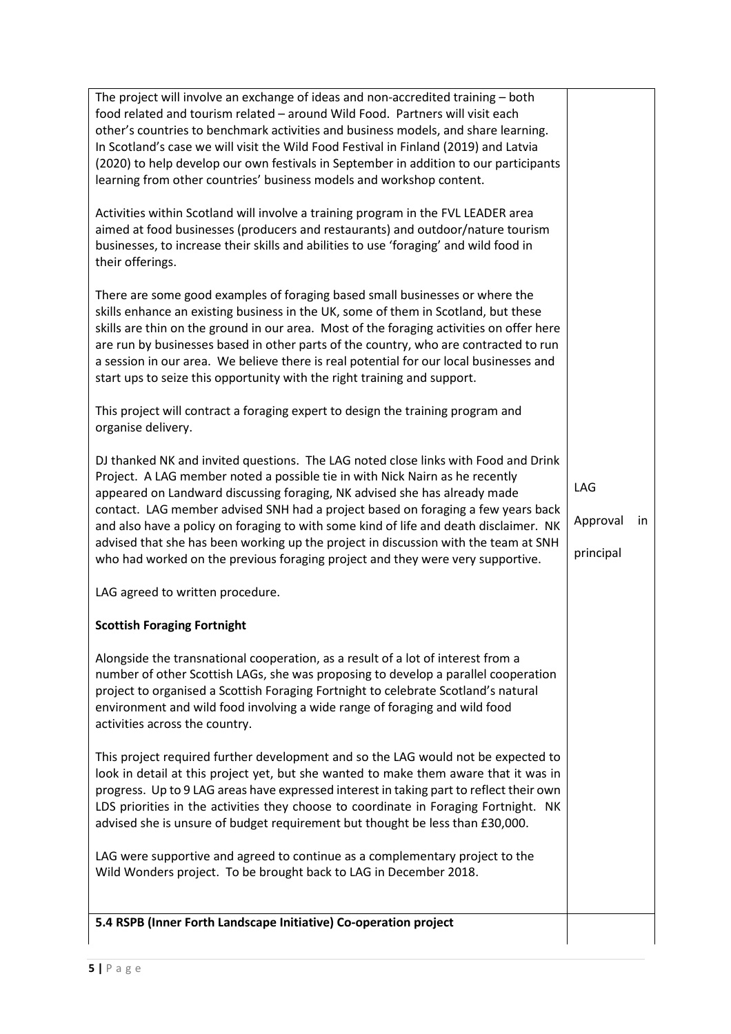| | |
|---|---|
| The project will involve an exchange of ideas and non-accredited training – both food related and tourism related – around Wild Food. Partners will visit each other's countries to benchmark activities and business models, and share learning. In Scotland's case we will visit the Wild Food Festival in Finland (2019) and Latvia (2020) to help develop our own festivals in September in addition to our participants learning from other countries' business models and workshop content.<br><br>Activities within Scotland will involve a training program in the FVL LEADER area aimed at food businesses (producers and restaurants) and outdoor/nature tourism businesses, to increase their skills and abilities to use 'foraging' and wild food in their offerings.<br><br>There are some good examples of foraging based small businesses or where the skills enhance an existing business in the UK, some of them in Scotland, but these skills are thin on the ground in our area. Most of the foraging activities on offer here are run by businesses based in other parts of the country, who are contracted to run a session in our area. We believe there is real potential for our local businesses and start ups to seize this opportunity with the right training and support.<br><br>This project will contract a foraging expert to design the training program and organise delivery.<br><br>DJ thanked NK and invited questions. The LAG noted close links with Food and Drink Project. A LAG member noted a possible tie in with Nick Nairn as he recently appeared on Landward discussing foraging, NK advised she has already made contact. LAG member advised SNH had a project based on foraging a few years back and also have a policy on foraging to with some kind of life and death disclaimer. NK advised that she has been working up the project in discussion with the team at SNH who had worked on the previous foraging project and they were very supportive.<br><br>LAG agreed to written procedure.<br><br>**Scottish Foraging Fortnight**<br><br>Alongside the transnational cooperation, as a result of a lot of interest from a number of other Scottish LAGs, she was proposing to develop a parallel cooperation project to organised a Scottish Foraging Fortnight to celebrate Scotland's natural environment and wild food involving a wide range of foraging and wild food activities across the country.<br><br>This project required further development and so the LAG would not be expected to look in detail at this project yet, but she wanted to make them aware that it was in progress. Up to 9 LAG areas have expressed interest in taking part to reflect their own LDS priorities in the activities they choose to coordinate in Foraging Fortnight. NK advised she is unsure of budget requirement but thought be less than £30,000.<br><br>LAG were supportive and agreed to continue as a complementary project to the Wild Wonders project. To be brought back to LAG in December 2018. | LAG<br><br>Approval in<br><br>principal |
| **5.4 RSPB (Inner Forth Landscape Initiative) Co-operation project** | |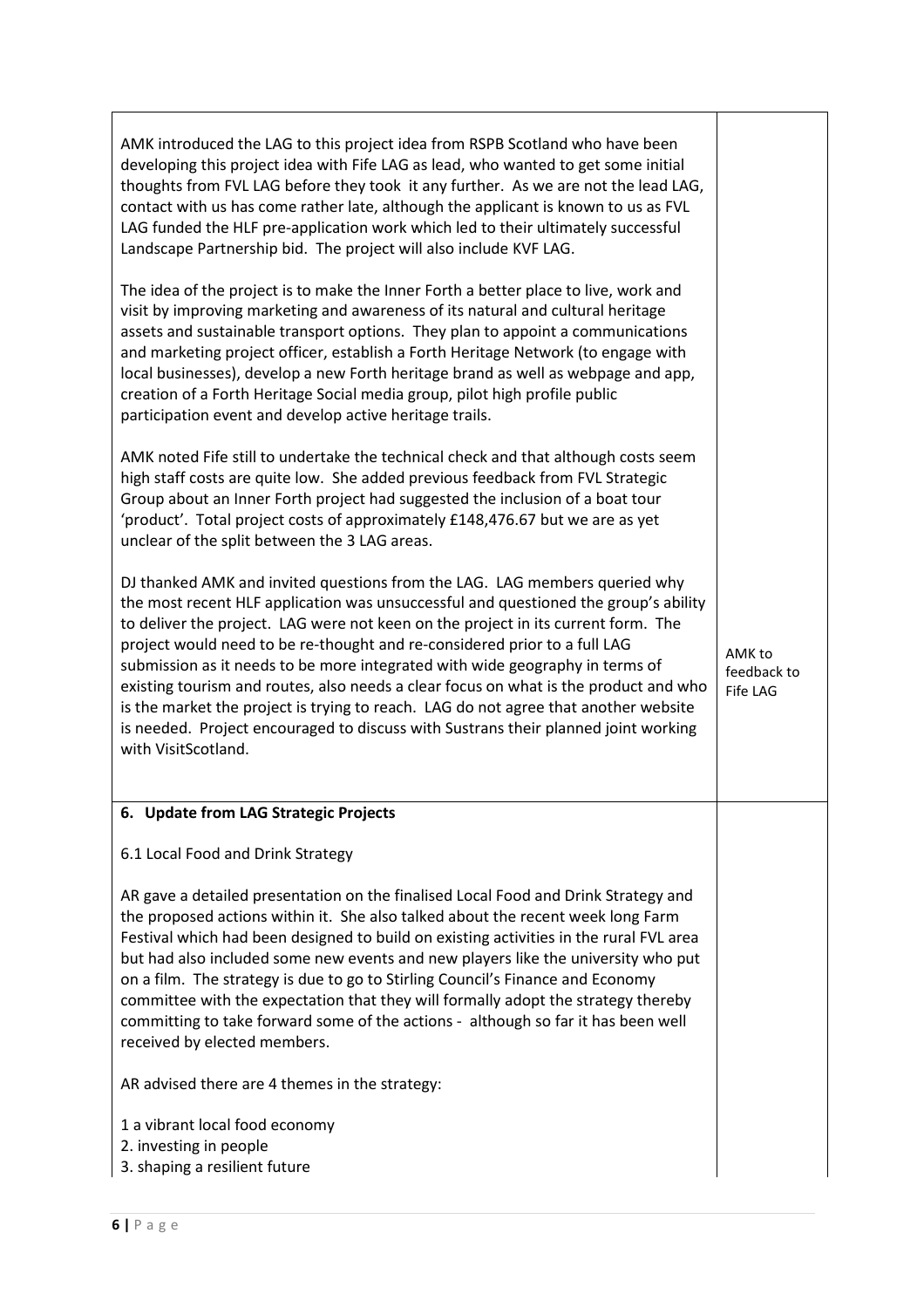| | |
|---|---|
| AMK introduced the LAG to this project idea from RSPB Scotland who have been developing this project idea with Fife LAG as lead, who wanted to get some initial thoughts from FVL LAG before they took it any further. As we are not the lead LAG, contact with us has come rather late, although the applicant is known to us as FVL LAG funded the HLF pre-application work which led to their ultimately successful Landscape Partnership bid. The project will also include KVF LAG.<br><br>The idea of the project is to make the Inner Forth a better place to live, work and visit by improving marketing and awareness of its natural and cultural heritage assets and sustainable transport options. They plan to appoint a communications and marketing project officer, establish a Forth Heritage Network (to engage with local businesses), develop a new Forth heritage brand as well as webpage and app, creation of a Forth Heritage Social media group, pilot high profile public participation event and develop active heritage trails.<br><br>AMK noted Fife still to undertake the technical check and that although costs seem high staff costs are quite low. She added previous feedback from FVL Strategic Group about an Inner Forth project had suggested the inclusion of a boat tour 'product'. Total project costs of approximately £148,476.67 but we are as yet unclear of the split between the 3 LAG areas.<br><br>DJ thanked AMK and invited questions from the LAG. LAG members queried why the most recent HLF application was unsuccessful and questioned the group's ability to deliver the project. LAG were not keen on the project in its current form. The project would need to be re-thought and re-considered prior to a full LAG submission as it needs to be more integrated with wide geography in terms of existing tourism and routes, also needs a clear focus on what is the product and who is the market the project is trying to reach. LAG do not agree that another website is needed. Project encouraged to discuss with Sustrans their planned joint working with VisitScotland. | AMK to feedback to Fife LAG |
| **6. Update from LAG Strategic Projects**<br><br>6.1 Local Food and Drink Strategy<br><br>AR gave a detailed presentation on the finalised Local Food and Drink Strategy and the proposed actions within it. She also talked about the recent week long Farm Festival which had been designed to build on existing activities in the rural FVL area but had also included some new events and new players like the university who put on a film. The strategy is due to go to Stirling Council's Finance and Economy committee with the expectation that they will formally adopt the strategy thereby committing to take forward some of the actions - although so far it has been well received by elected members.<br><br>AR advised there are 4 themes in the strategy:<br><br>1 a vibrant local food economy<br>2. investing in people<br>3. shaping a resilient future | |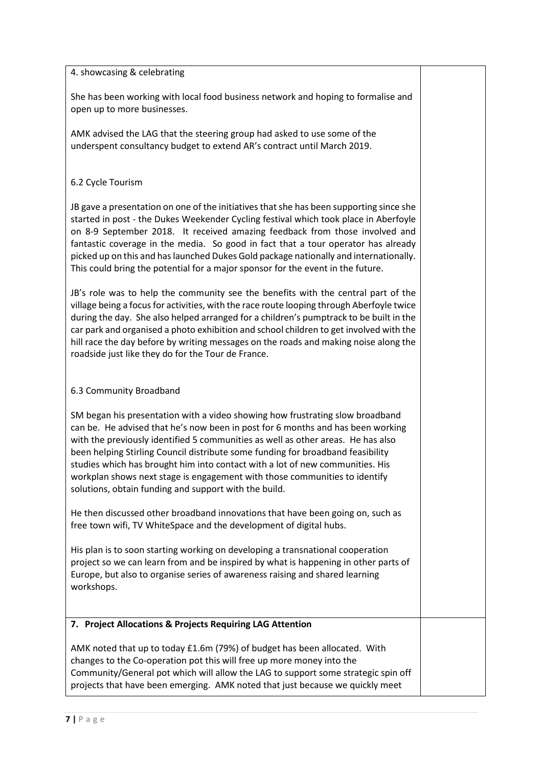4. showcasing & celebrating

She has been working with local food business network and hoping to formalise and open up to more businesses.

AMK advised the LAG that the steering group had asked to use some of the underspent consultancy budget to extend AR's contract until March 2019.

6.2 Cycle Tourism

JB gave a presentation on one of the initiatives that she has been supporting since she started in post - the Dukes Weekender Cycling festival which took place in Aberfoyle on 8-9 September 2018. It received amazing feedback from those involved and fantastic coverage in the media. So good in fact that a tour operator has already picked up on this and has launched Dukes Gold package nationally and internationally. This could bring the potential for a major sponsor for the event in the future.

JB's role was to help the community see the benefits with the central part of the village being a focus for activities, with the race route looping through Aberfoyle twice during the day. She also helped arranged for a children's pumptrack to be built in the car park and organised a photo exhibition and school children to get involved with the hill race the day before by writing messages on the roads and making noise along the roadside just like they do for the Tour de France.

6.3 Community Broadband

SM began his presentation with a video showing how frustrating slow broadband can be. He advised that he's now been in post for 6 months and has been working with the previously identified 5 communities as well as other areas. He has also been helping Stirling Council distribute some funding for broadband feasibility studies which has brought him into contact with a lot of new communities. His workplan shows next stage is engagement with those communities to identify solutions, obtain funding and support with the build.

He then discussed other broadband innovations that have been going on, such as free town wifi, TV WhiteSpace and the development of digital hubs.

His plan is to soon starting working on developing a transnational cooperation project so we can learn from and be inspired by what is happening in other parts of Europe, but also to organise series of awareness raising and shared learning workshops.

**7. Project Allocations & Projects Requiring LAG Attention**

AMK noted that up to today £1.6m (79%) of budget has been allocated. With changes to the Co-operation pot this will free up more money into the Community/General pot which will allow the LAG to support some strategic spin off projects that have been emerging. AMK noted that just because we quickly meet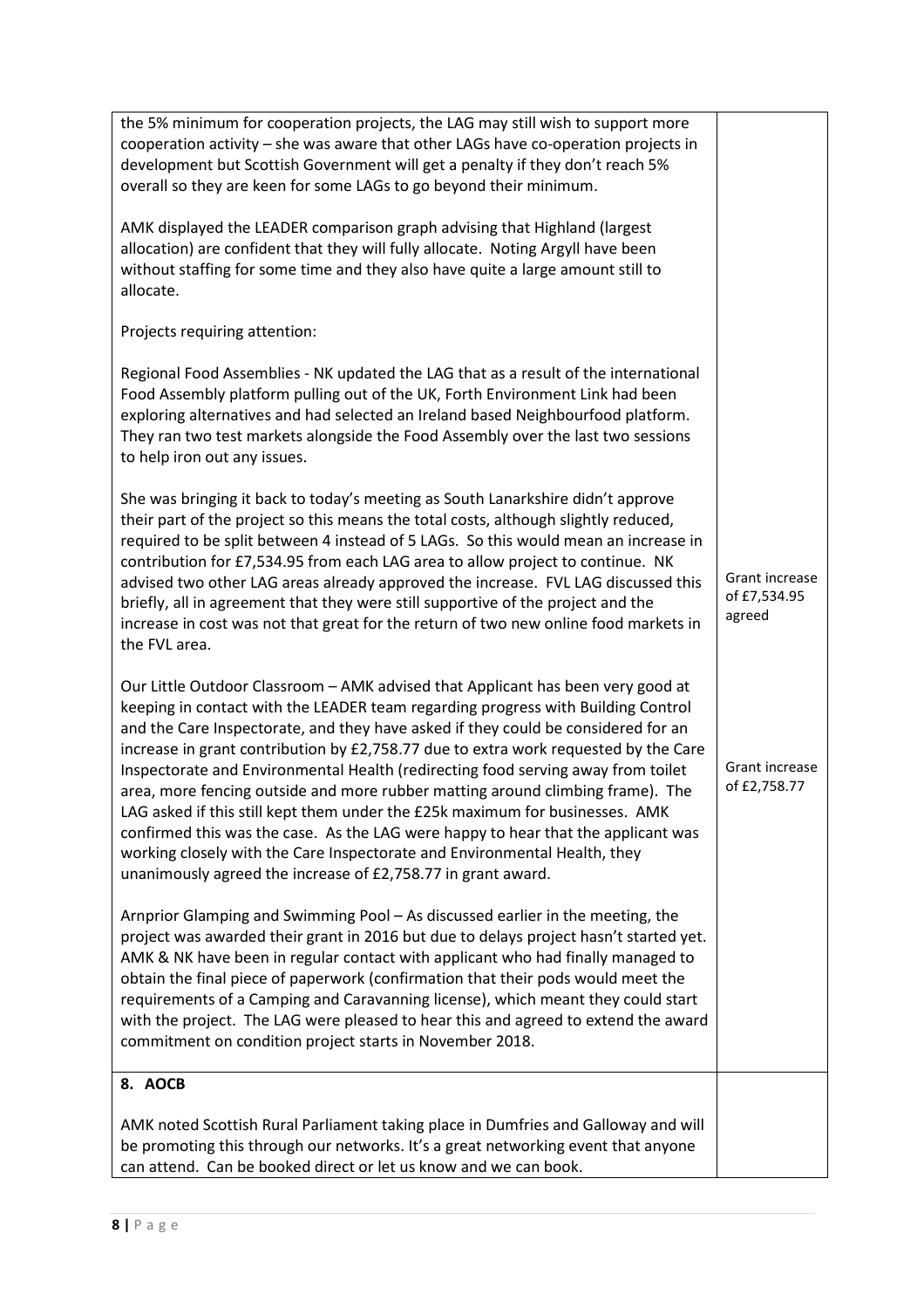| | |
|---|---|
| the 5% minimum for cooperation projects, the LAG may still wish to support more cooperation activity – she was aware that other LAGs have co-operation projects in development but Scottish Government will get a penalty if they don't reach 5% overall so they are keen for some LAGs to go beyond their minimum.<br><br>AMK displayed the LEADER comparison graph advising that Highland (largest allocation) are confident that they will fully allocate. Noting Argyll have been without staffing for some time and they also have quite a large amount still to allocate.<br><br>Projects requiring attention:<br><br>Regional Food Assemblies - NK updated the LAG that as a result of the international Food Assembly platform pulling out of the UK, Forth Environment Link had been exploring alternatives and had selected an Ireland based Neighbourfood platform. They ran two test markets alongside the Food Assembly over the last two sessions to help iron out any issues.<br><br>She was bringing it back to today's meeting as South Lanarkshire didn't approve their part of the project so this means the total costs, although slightly reduced, required to be split between 4 instead of 5 LAGs. So this would mean an increase in contribution for £7,534.95 from each LAG area to allow project to continue. NK advised two other LAG areas already approved the increase. FVL LAG discussed this briefly, all in agreement that they were still supportive of the project and the increase in cost was not that great for the return of two new online food markets in the FVL area. | Grant increase of £7,534.95 agreed |
| Our Little Outdoor Classroom – AMK advised that Applicant has been very good at keeping in contact with the LEADER team regarding progress with Building Control and the Care Inspectorate, and they have asked if they could be considered for an increase in grant contribution by £2,758.77 due to extra work requested by the Care Inspectorate and Environmental Health (redirecting food serving away from toilet area, more fencing outside and more rubber matting around climbing frame). The LAG asked if this still kept them under the £25k maximum for businesses. AMK confirmed this was the case. As the LAG were happy to hear that the applicant was working closely with the Care Inspectorate and Environmental Health, they unanimously agreed the increase of £2,758.77 in grant award. | Grant increase of £2,758.77 |
| Arnprior Glamping and Swimming Pool – As discussed earlier in the meeting, the project was awarded their grant in 2016 but due to delays project hasn't started yet. AMK & NK have been in regular contact with applicant who had finally managed to obtain the final piece of paperwork (confirmation that their pods would meet the requirements of a Camping and Caravanning license), which meant they could start with the project. The LAG were pleased to hear this and agreed to extend the award commitment on condition project starts in November 2018. | |
| **8. AOCB**<br><br>AMK noted Scottish Rural Parliament taking place in Dumfries and Galloway and will be promoting this through our networks. It's a great networking event that anyone can attend. Can be booked direct or let us know and we can book. | |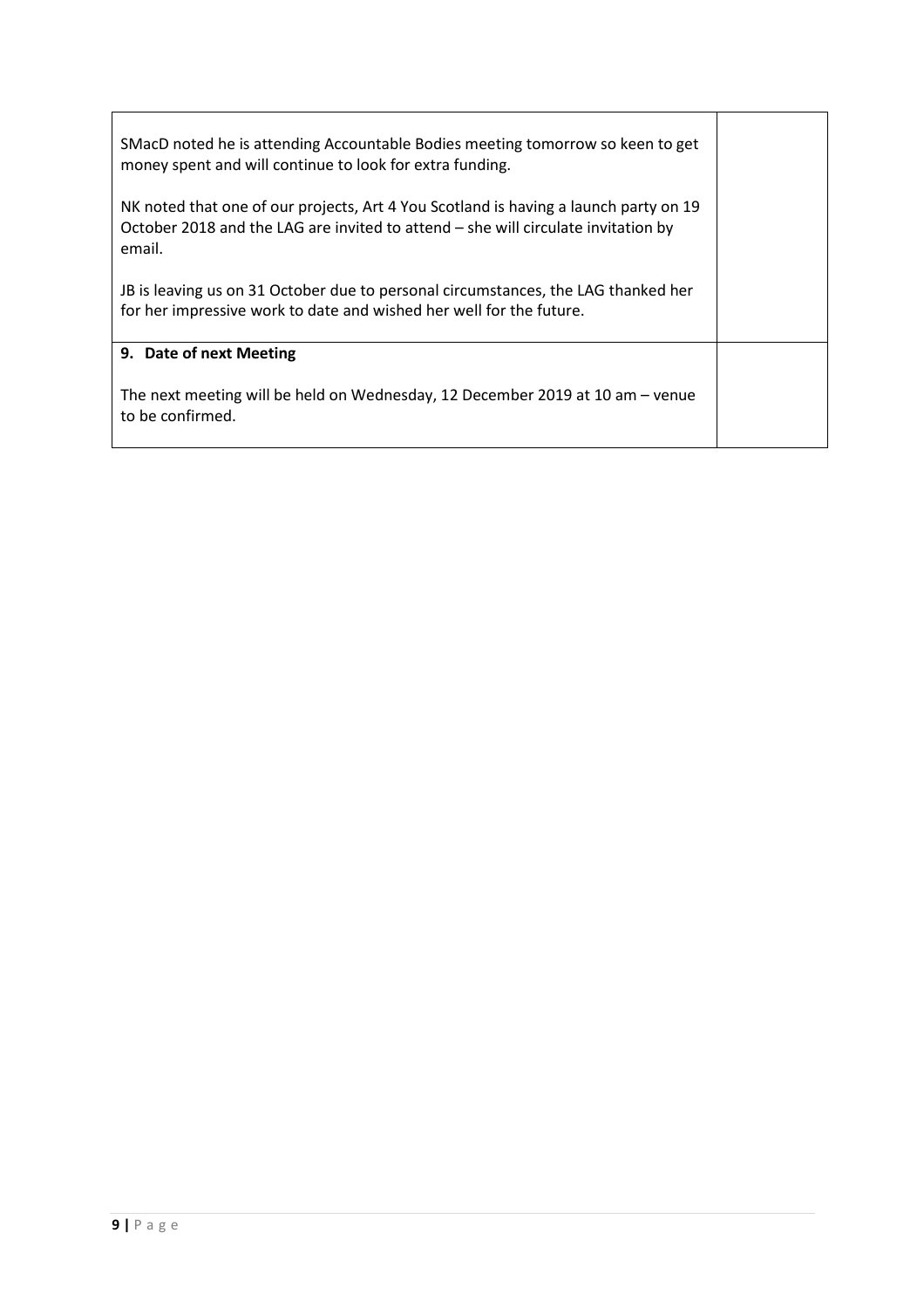| | |
|---|---|
| SMacD noted he is attending Accountable Bodies meeting tomorrow so keen to get money spent and will continue to look for extra funding.<br><br>NK noted that one of our projects, Art 4 You Scotland is having a launch party on 19 October 2018 and the LAG are invited to attend – she will circulate invitation by email.<br><br>JB is leaving us on 31 October due to personal circumstances, the LAG thanked her for her impressive work to date and wished her well for the future. | |
| **9. Date of next Meeting**<br><br>The next meeting will be held on Wednesday, 12 December 2019 at 10 am – venue to be confirmed. | |